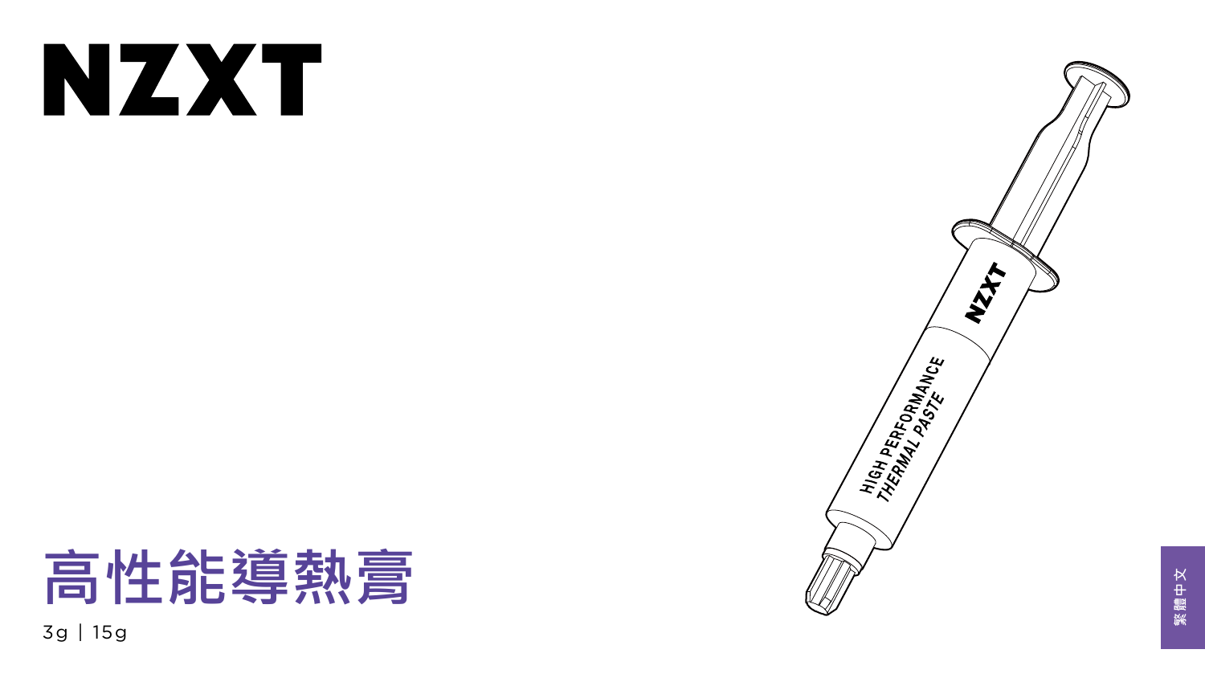# NZXT

# 高性能導熱膏

3g | 15g

繁體中文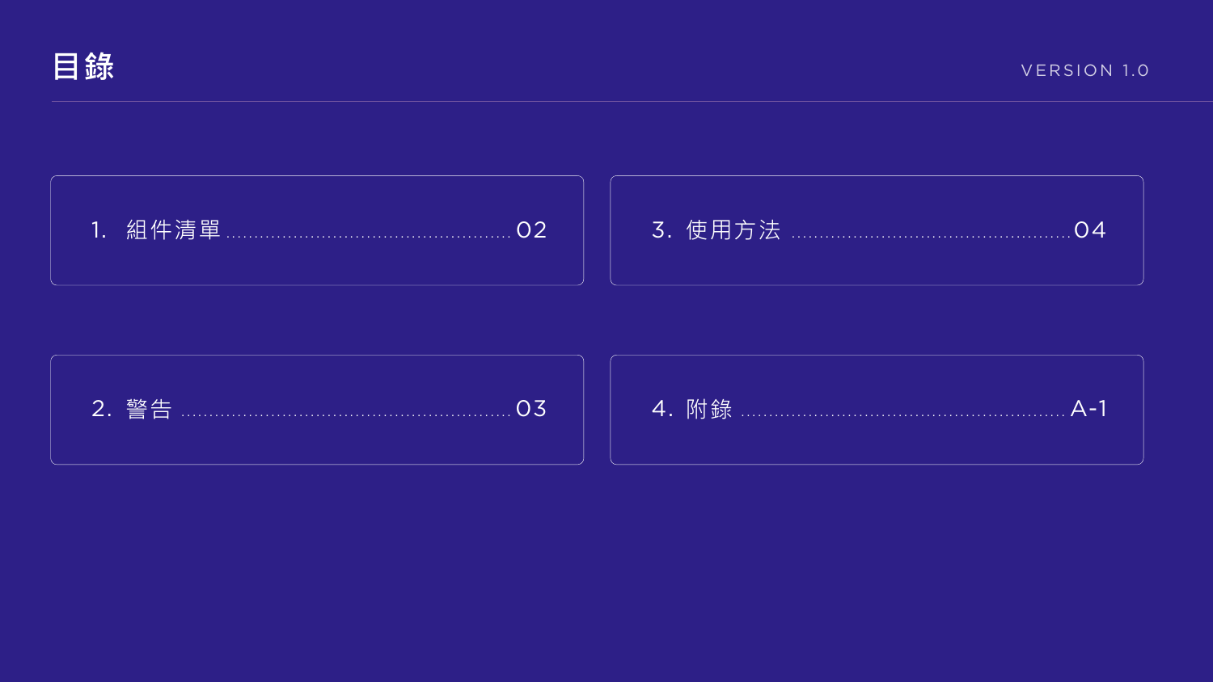# 目錄

VERSION 1.0

1. 組件清單 ........................................ 02
2. 警告 ........................................ 03
3. 使用方法 ........................................ 04
4. 附錄 ........................................ A-1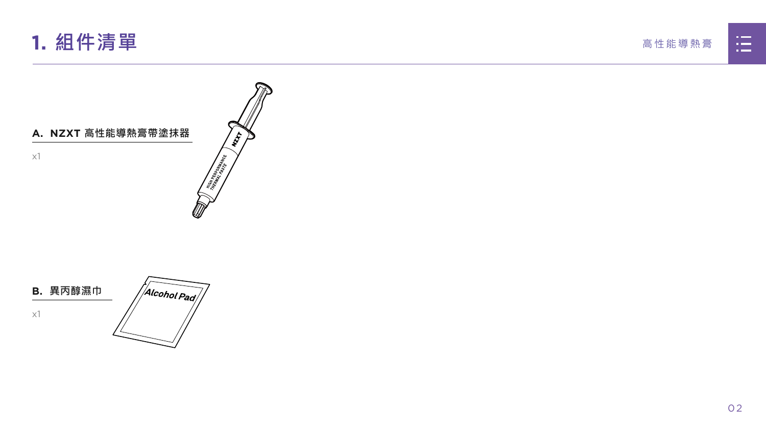# 1. 組件清單

### A. NZXT 高性能導熱膏帶塗抹器

x1

### B. 異丙醇濕巾

x1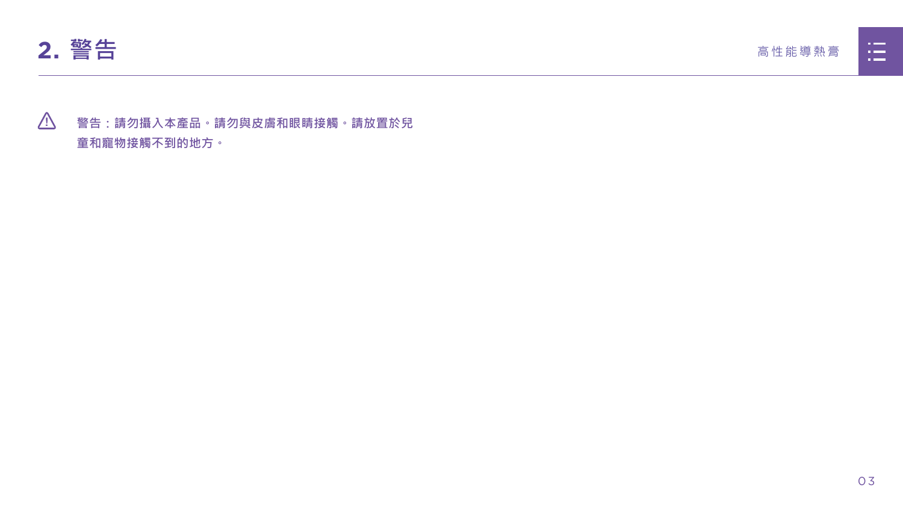## 2. 警告

⚠ **警告：請勿攝入本產品。請勿與皮膚和眼睛接觸。請放置於兒童和寵物接觸不到的地方。**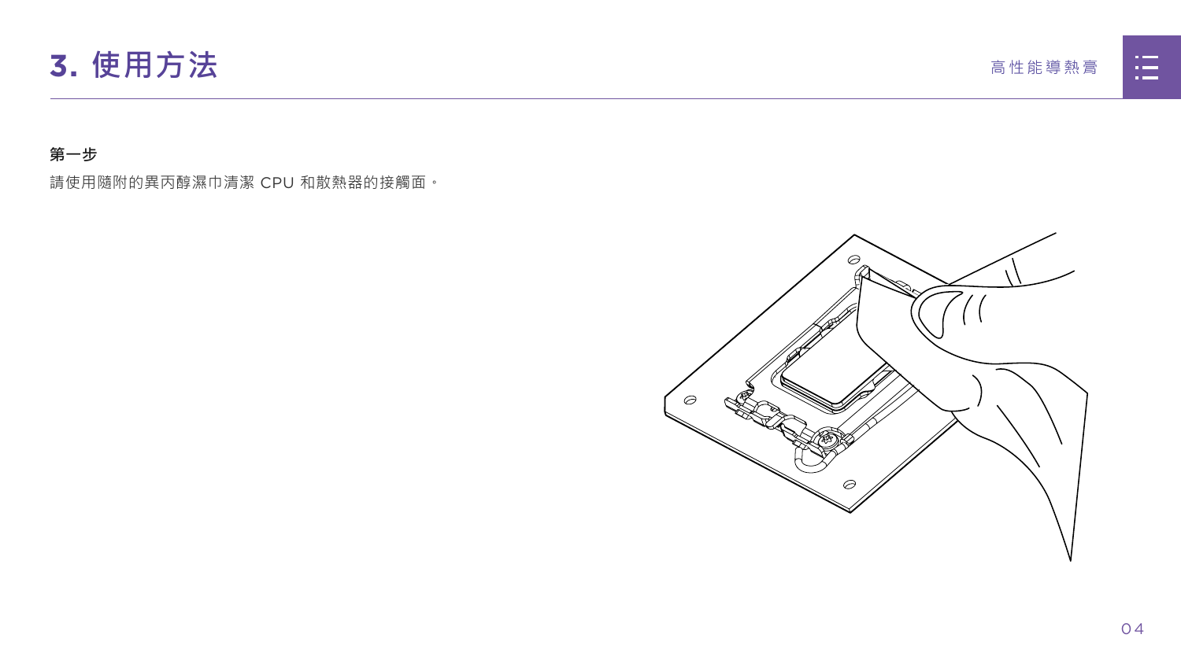# 3. 使用方法

**第一步**

請使用隨附的異丙醇濕巾清潔 CPU 和散熱器的接觸面。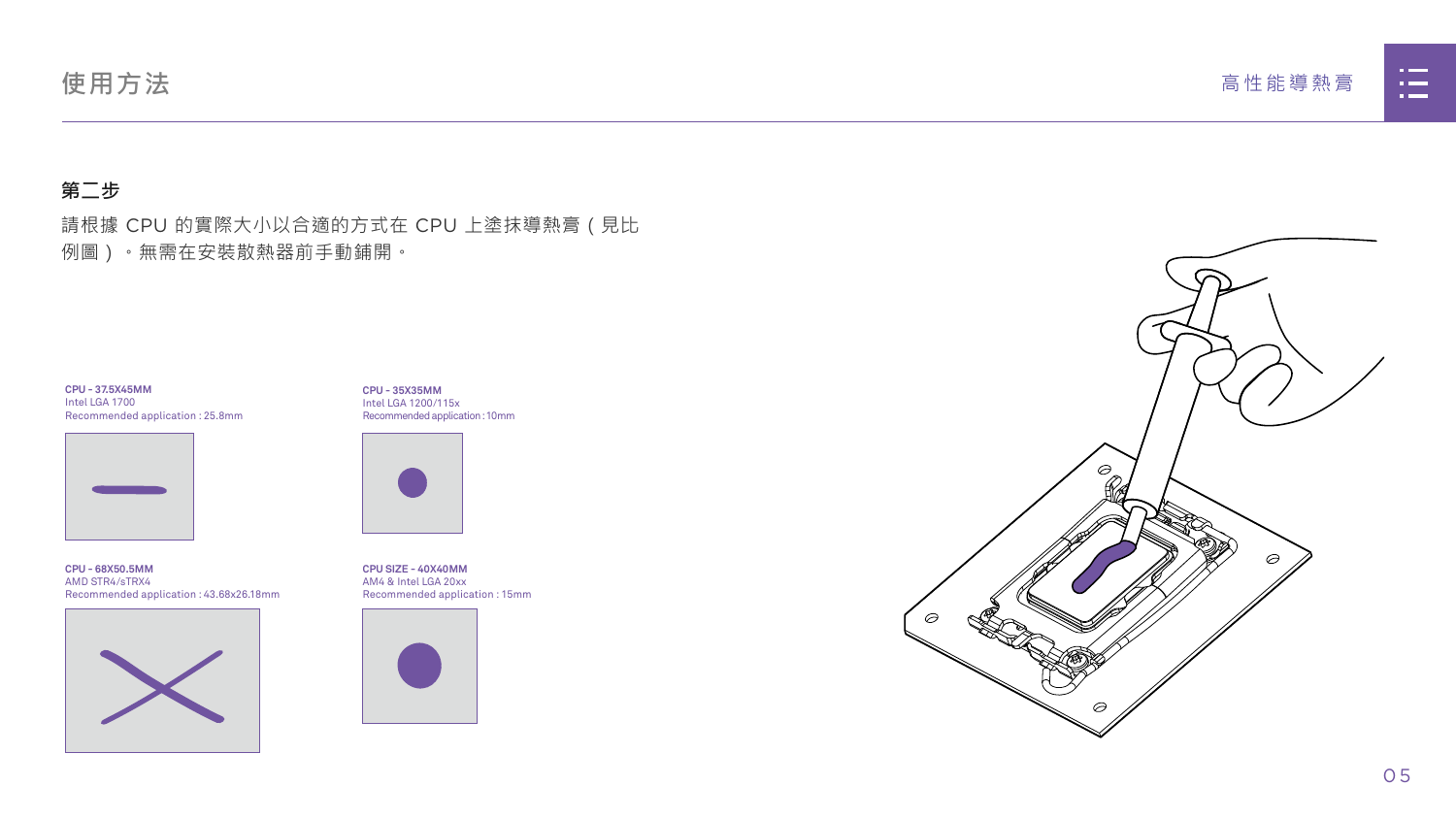# 使用方法

### 第二步

請根據 CPU 的實際大小以合適的方式在 CPU 上塗抹導熱膏（見比例圖）。無需在安裝散熱器前手動鋪開。

**CPU - 37.5X45MM**
Intel LGA 1700
Recommended application : 25.8mm

**CPU - 35X35MM**
Intel LGA 1200/115x
Recommended application : 10mm

**CPU - 68X50.5MM**
AMD STR4/sTRX4
Recommended application : 43.68x26.18mm

**CPU SIZE - 40X40MM**
AM4 & Intel LGA 20xx
Recommended application : 15mm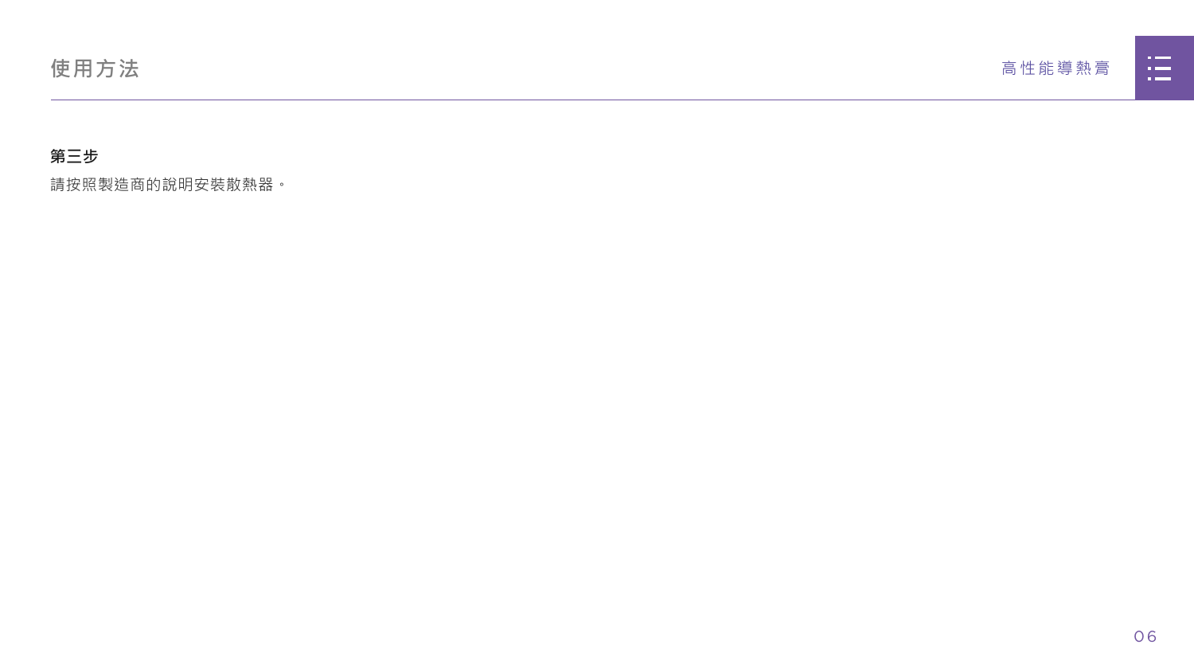# 使用方法

### 第三步

請按照製造商的說明安裝散熱器。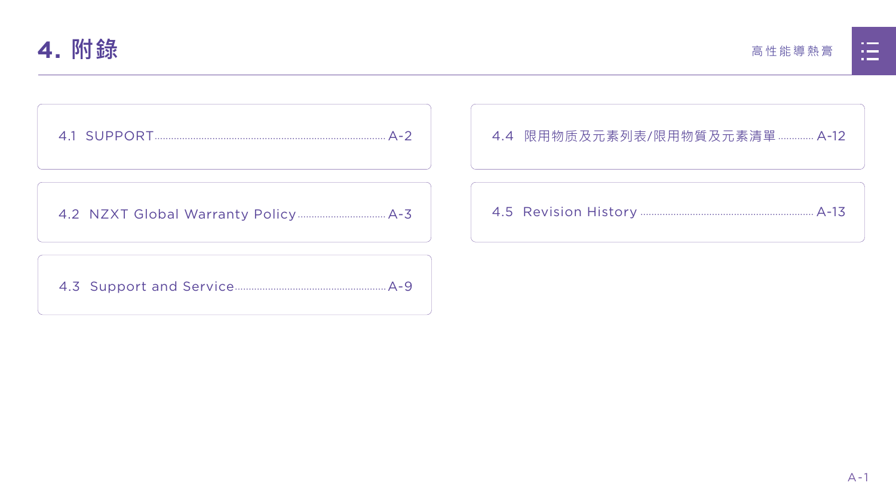# 4. 附錄

- 4.1 SUPPORT ........ A-2
- 4.2 NZXT Global Warranty Policy ........ A-3
- 4.3 Support and Service ........ A-9
- 4.4 限用物质及元素列表/限用物質及元素清單 ........ A-12
- 4.5 Revision History ........ A-13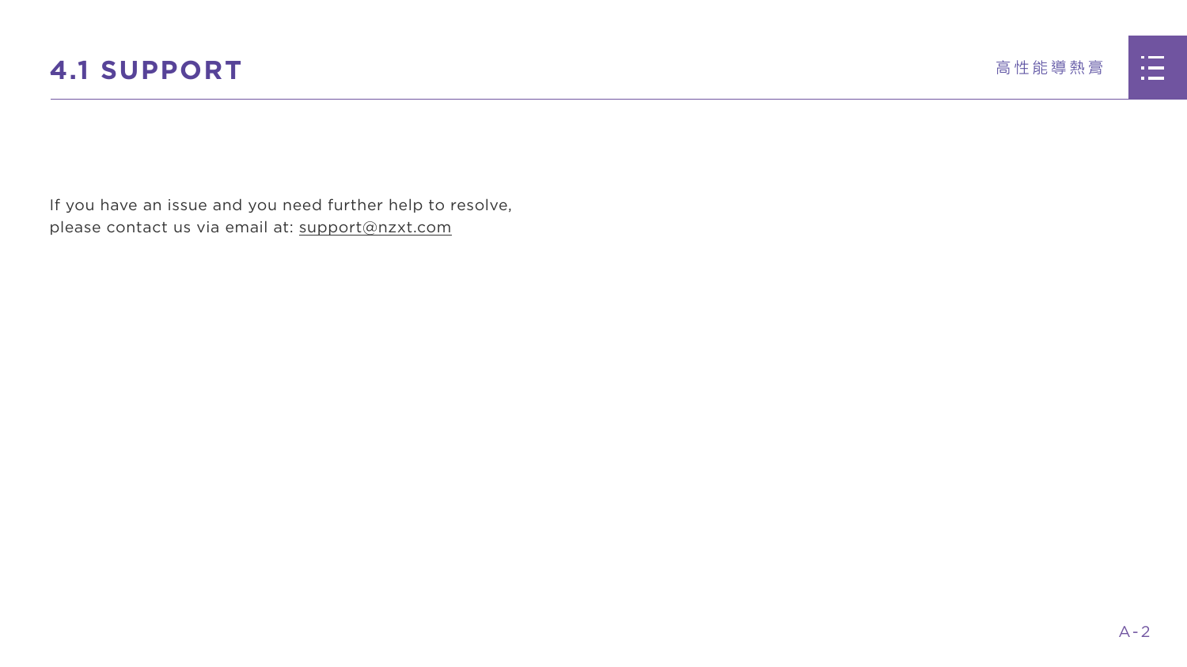# 4.1 SUPPORT

If you have an issue and you need further help to resolve, please contact us via email at: support@nzxt.com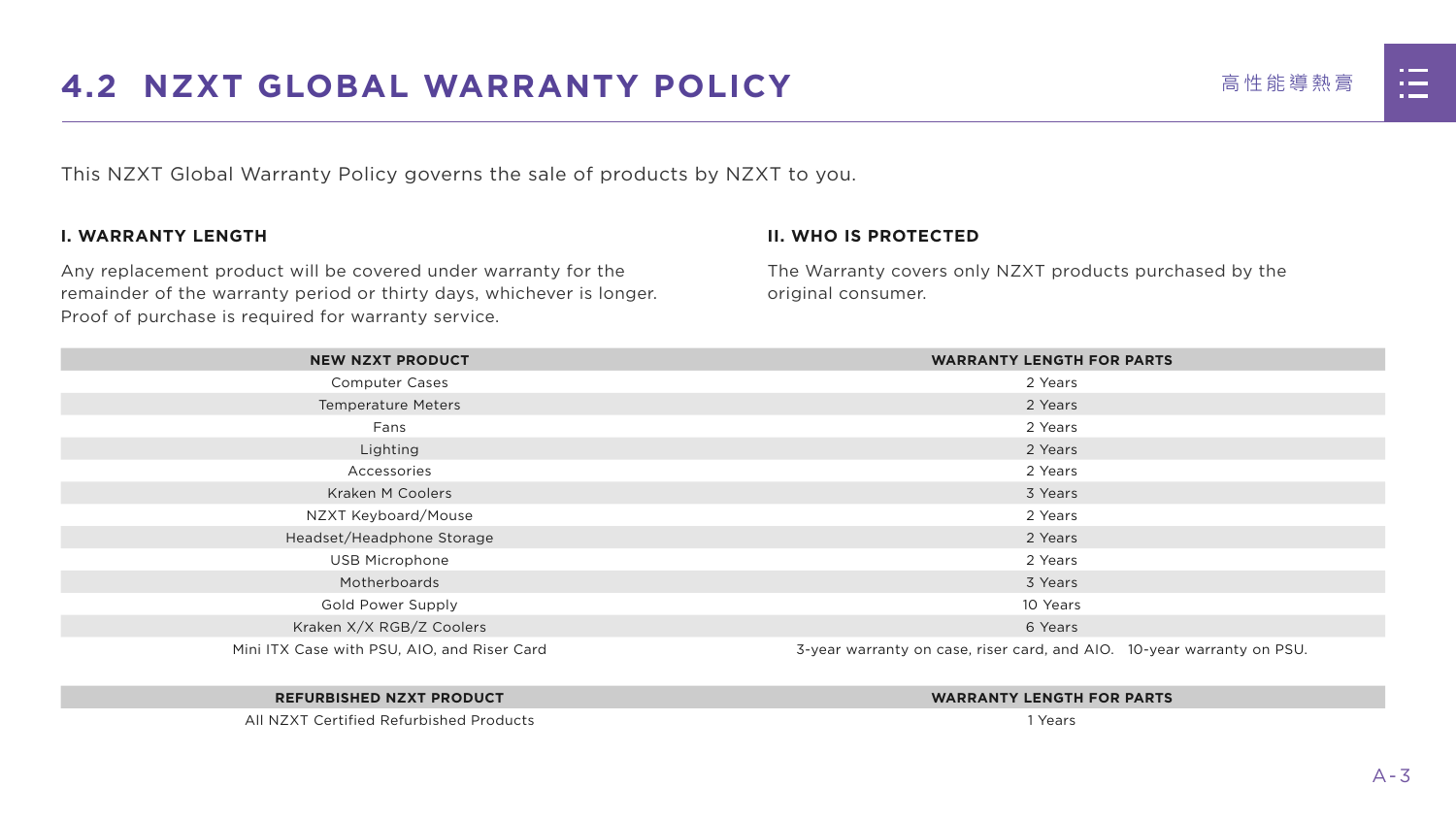# 4.2 NZXT GLOBAL WARRANTY POLICY

This NZXT Global Warranty Policy governs the sale of products by NZXT to you.

### I. WARRANTY LENGTH

Any replacement product will be covered under warranty for the remainder of the warranty period or thirty days, whichever is longer. Proof of purchase is required for warranty service.

### II. WHO IS PROTECTED

The Warranty covers only NZXT products purchased by the original consumer.

| NEW NZXT PRODUCT | WARRANTY LENGTH FOR PARTS |
| --- | --- |
| Computer Cases | 2 Years |
| Temperature Meters | 2 Years |
| Fans | 2 Years |
| Lighting | 2 Years |
| Accessories | 2 Years |
| Kraken M Coolers | 3 Years |
| NZXT Keyboard/Mouse | 2 Years |
| Headset/Headphone Storage | 2 Years |
| USB Microphone | 2 Years |
| Motherboards | 3 Years |
| Gold Power Supply | 10 Years |
| Kraken X/X RGB/Z Coolers | 6 Years |
| Mini ITX Case with PSU, AIO, and Riser Card | 3-year warranty on case, riser card, and AIO. 10-year warranty on PSU. |

| REFURBISHED NZXT PRODUCT | WARRANTY LENGTH FOR PARTS |
| --- | --- |
| All NZXT Certified Refurbished Products | 1 Years |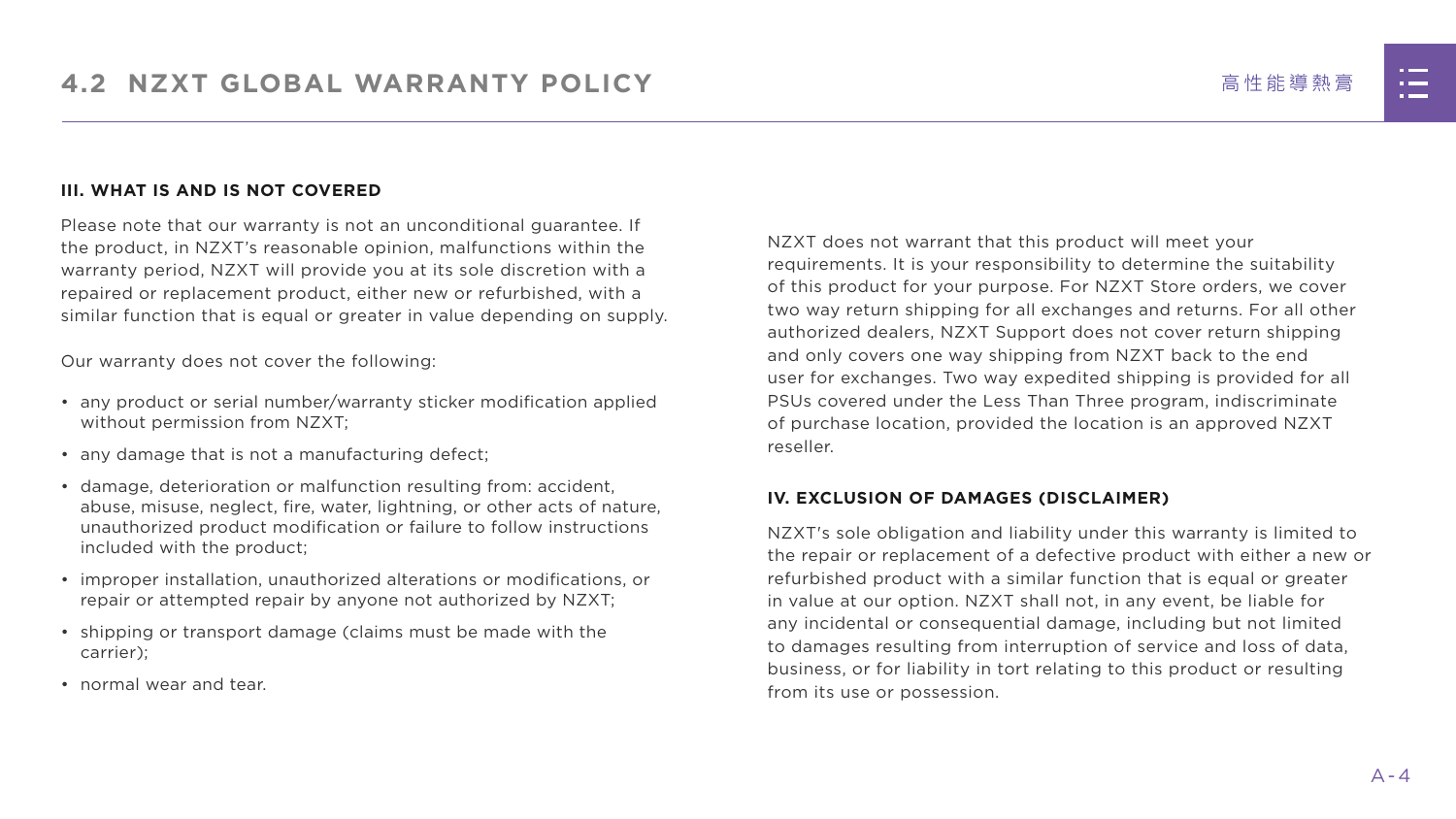## 4.2 NZXT GLOBAL WARRANTY POLICY

### III. WHAT IS AND IS NOT COVERED

Please note that our warranty is not an unconditional guarantee. If the product, in NZXT's reasonable opinion, malfunctions within the warranty period, NZXT will provide you at its sole discretion with a repaired or replacement product, either new or refurbished, with a similar function that is equal or greater in value depending on supply.

Our warranty does not cover the following:

- any product or serial number/warranty sticker modification applied without permission from NZXT;
- any damage that is not a manufacturing defect;
- damage, deterioration or malfunction resulting from: accident, abuse, misuse, neglect, fire, water, lightning, or other acts of nature, unauthorized product modification or failure to follow instructions included with the product;
- improper installation, unauthorized alterations or modifications, or repair or attempted repair by anyone not authorized by NZXT;
- shipping or transport damage (claims must be made with the carrier);
- normal wear and tear.

NZXT does not warrant that this product will meet your requirements. It is your responsibility to determine the suitability of this product for your purpose. For NZXT Store orders, we cover two way return shipping for all exchanges and returns. For all other authorized dealers, NZXT Support does not cover return shipping and only covers one way shipping from NZXT back to the end user for exchanges. Two way expedited shipping is provided for all PSUs covered under the Less Than Three program, indiscriminate of purchase location, provided the location is an approved NZXT reseller.

### IV. EXCLUSION OF DAMAGES (DISCLAIMER)

NZXT's sole obligation and liability under this warranty is limited to the repair or replacement of a defective product with either a new or refurbished product with a similar function that is equal or greater in value at our option. NZXT shall not, in any event, be liable for any incidental or consequential damage, including but not limited to damages resulting from interruption of service and loss of data, business, or for liability in tort relating to this product or resulting from its use or possession.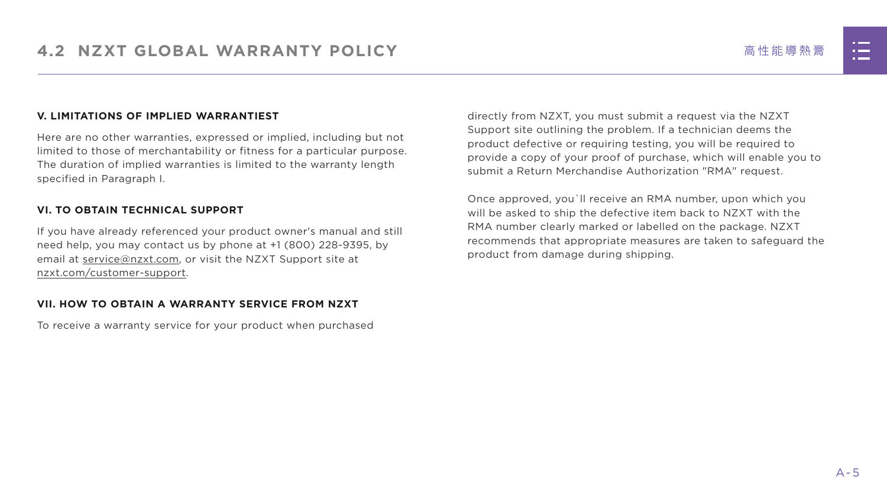### V. LIMITATIONS OF IMPLIED WARRANTIEST

Here are no other warranties, expressed or implied, including but not limited to those of merchantability or fitness for a particular purpose. The duration of implied warranties is limited to the warranty length specified in Paragraph I.

### VI. TO OBTAIN TECHNICAL SUPPORT

If you have already referenced your product owner's manual and still need help, you may contact us by phone at +1 (800) 228-9395, by email at service@nzxt.com, or visit the NZXT Support site at nzxt.com/customer-support.

### VII. HOW TO OBTAIN A WARRANTY SERVICE FROM NZXT

To receive a warranty service for your product when purchased directly from NZXT, you must submit a request via the NZXT Support site outlining the problem. If a technician deems the product defective or requiring testing, you will be required to provide a copy of your proof of purchase, which will enable you to submit a Return Merchandise Authorization "RMA" request.

Once approved, you`ll receive an RMA number, upon which you will be asked to ship the defective item back to NZXT with the RMA number clearly marked or labelled on the package. NZXT recommends that appropriate measures are taken to safeguard the product from damage during shipping.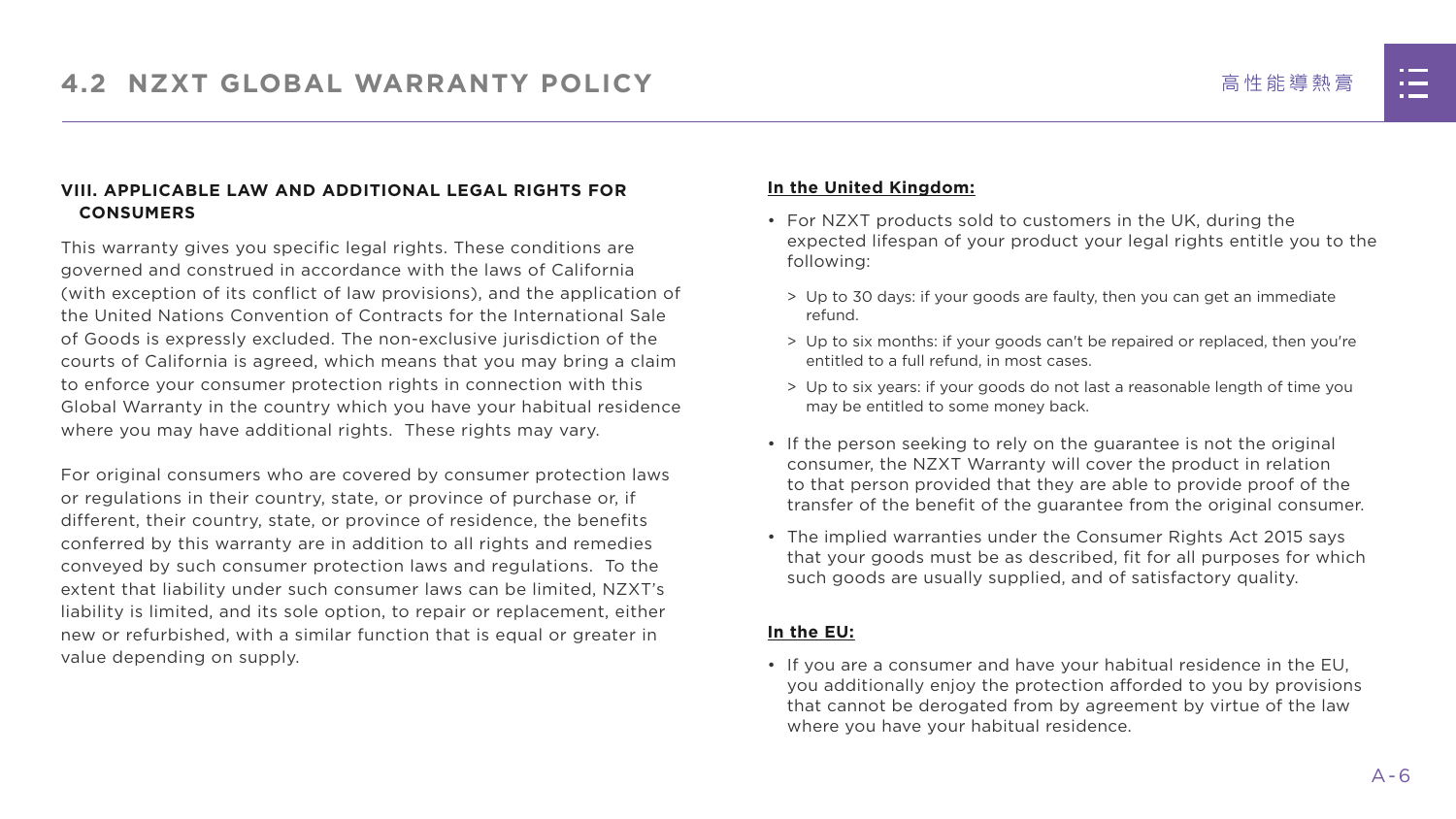## VIII. APPLICABLE LAW AND ADDITIONAL LEGAL RIGHTS FOR CONSUMERS

This warranty gives you specific legal rights. These conditions are governed and construed in accordance with the laws of California (with exception of its conflict of law provisions), and the application of the United Nations Convention of Contracts for the International Sale of Goods is expressly excluded. The non-exclusive jurisdiction of the courts of California is agreed, which means that you may bring a claim to enforce your consumer protection rights in connection with this Global Warranty in the country which you have your habitual residence where you may have additional rights. These rights may vary.

For original consumers who are covered by consumer protection laws or regulations in their country, state, or province of purchase or, if different, their country, state, or province of residence, the benefits conferred by this warranty are in addition to all rights and remedies conveyed by such consumer protection laws and regulations. To the extent that liability under such consumer laws can be limited, NZXT's liability is limited, and its sole option, to repair or replacement, either new or refurbished, with a similar function that is equal or greater in value depending on supply.

**In the United Kingdom:**

- For NZXT products sold to customers in the UK, during the expected lifespan of your product your legal rights entitle you to the following:
  - Up to 30 days: if your goods are faulty, then you can get an immediate refund.
  - Up to six months: if your goods can't be repaired or replaced, then you're entitled to a full refund, in most cases.
  - Up to six years: if your goods do not last a reasonable length of time you may be entitled to some money back.
- If the person seeking to rely on the guarantee is not the original consumer, the NZXT Warranty will cover the product in relation to that person provided that they are able to provide proof of the transfer of the benefit of the guarantee from the original consumer.
- The implied warranties under the Consumer Rights Act 2015 says that your goods must be as described, fit for all purposes for which such goods are usually supplied, and of satisfactory quality.

**In the EU:**

- If you are a consumer and have your habitual residence in the EU, you additionally enjoy the protection afforded to you by provisions that cannot be derogated from by agreement by virtue of the law where you have your habitual residence.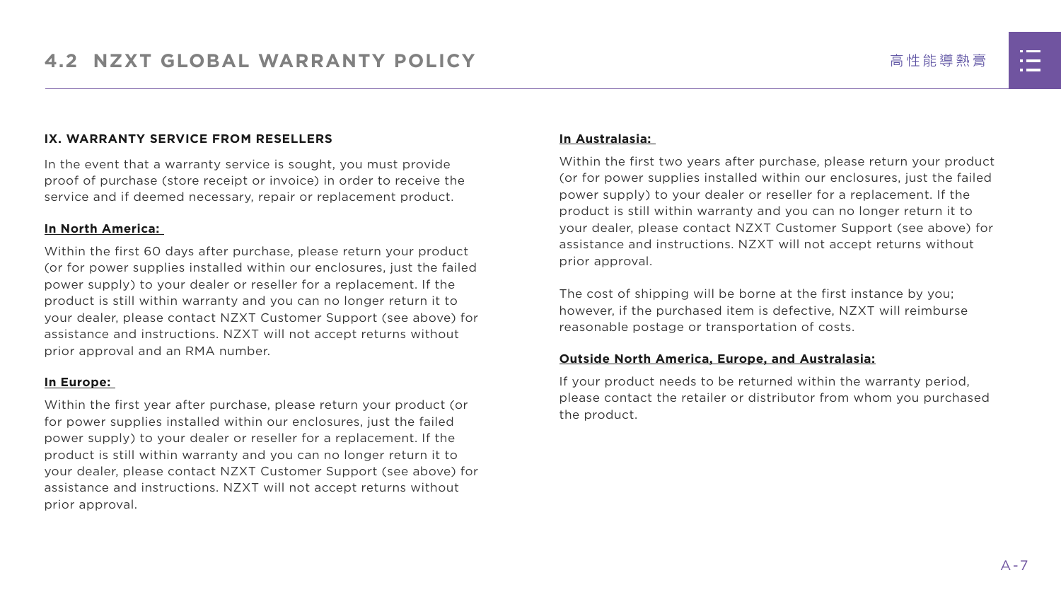## IX. WARRANTY SERVICE FROM RESELLERS

In the event that a warranty service is sought, you must provide proof of purchase (store receipt or invoice) in order to receive the service and if deemed necessary, repair or replacement product.

**In North America:**

Within the first 60 days after purchase, please return your product (or for power supplies installed within our enclosures, just the failed power supply) to your dealer or reseller for a replacement. If the product is still within warranty and you can no longer return it to your dealer, please contact NZXT Customer Support (see above) for assistance and instructions. NZXT will not accept returns without prior approval and an RMA number.

**In Europe:**

Within the first year after purchase, please return your product (or for power supplies installed within our enclosures, just the failed power supply) to your dealer or reseller for a replacement. If the product is still within warranty and you can no longer return it to your dealer, please contact NZXT Customer Support (see above) for assistance and instructions. NZXT will not accept returns without prior approval.

**In Australasia:**

Within the first two years after purchase, please return your product (or for power supplies installed within our enclosures, just the failed power supply) to your dealer or reseller for a replacement. If the product is still within warranty and you can no longer return it to your dealer, please contact NZXT Customer Support (see above) for assistance and instructions. NZXT will not accept returns without prior approval.

The cost of shipping will be borne at the first instance by you; however, if the purchased item is defective, NZXT will reimburse reasonable postage or transportation of costs.

**Outside North America, Europe, and Australasia:**

If your product needs to be returned within the warranty period, please contact the retailer or distributor from whom you purchased the product.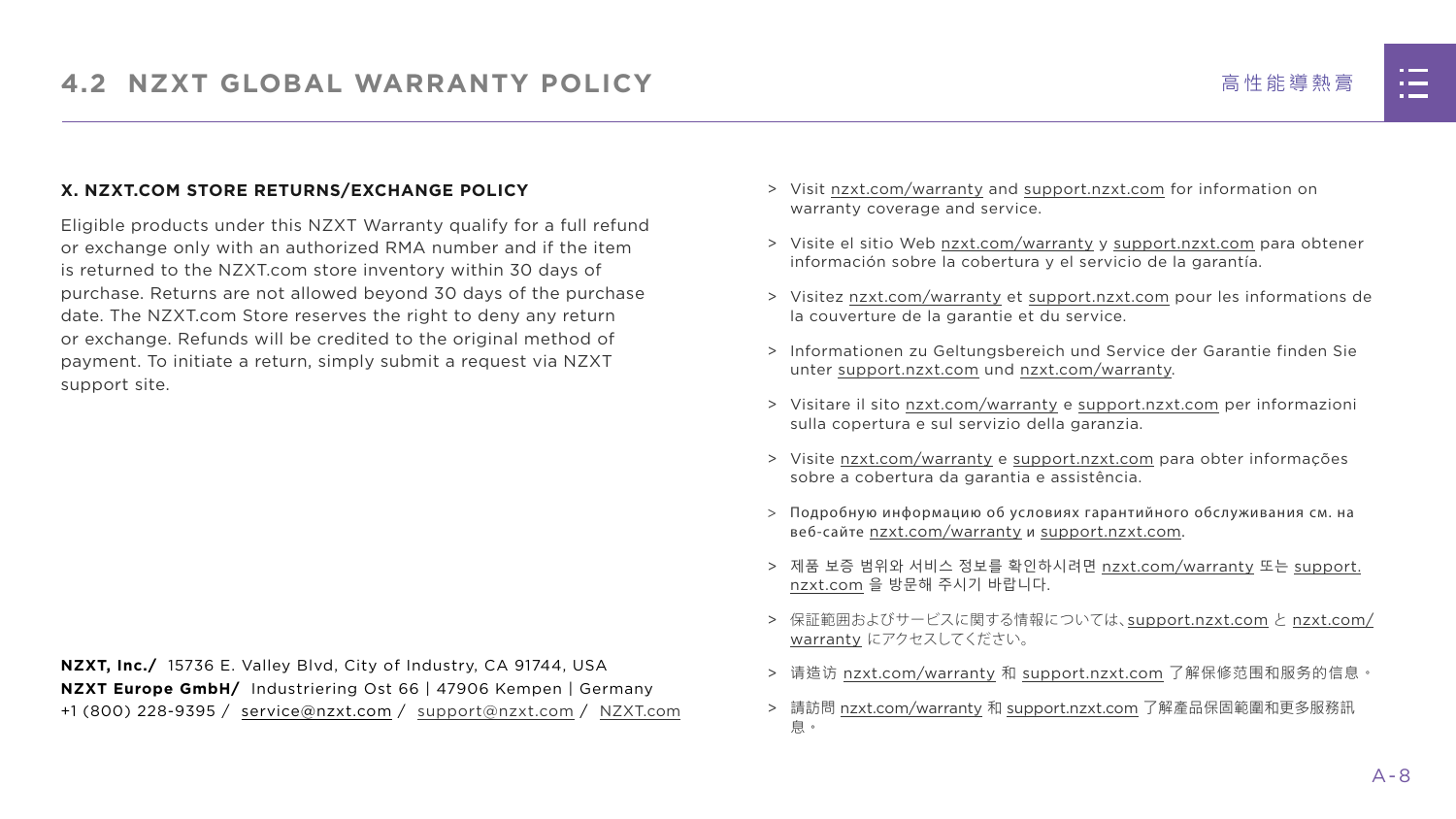## 4.2 NZXT GLOBAL WARRANTY POLICY

### X. NZXT.COM STORE RETURNS/EXCHANGE POLICY

Eligible products under this NZXT Warranty qualify for a full refund or exchange only with an authorized RMA number and if the item is returned to the NZXT.com store inventory within 30 days of purchase. Returns are not allowed beyond 30 days of the purchase date. The NZXT.com Store reserves the right to deny any return or exchange. Refunds will be credited to the original method of payment. To initiate a return, simply submit a request via NZXT support site.

**NZXT, Inc./** 15736 E. Valley Blvd, City of Industry, CA 91744, USA
**NZXT Europe GmbH/** Industriering Ost 66 | 47906 Kempen | Germany
+1 (800) 228-9395 / service@nzxt.com / support@nzxt.com / NZXT.com

> Visit nzxt.com/warranty and support.nzxt.com for information on warranty coverage and service.

> Visite el sitio Web nzxt.com/warranty y support.nzxt.com para obtener información sobre la cobertura y el servicio de la garantía.

> Visitez nzxt.com/warranty et support.nzxt.com pour les informations de la couverture de la garantie et du service.

> Informationen zu Geltungsbereich und Service der Garantie finden Sie unter support.nzxt.com und nzxt.com/warranty.

> Visitare il sito nzxt.com/warranty e support.nzxt.com per informazioni sulla copertura e sul servizio della garanzia.

> Visite nzxt.com/warranty e support.nzxt.com para obter informações sobre a cobertura da garantia e assistência.

> Подробную информацию об условиях гарантийного обслуживания см. на веб-сайте nzxt.com/warranty и support.nzxt.com.

> 제품 보증 범위와 서비스 정보를 확인하시려면 nzxt.com/warranty 또는 support.nzxt.com 을 방문해 주시기 바랍니다.

> 保証範囲およびサービスに関する情報については、support.nzxt.com と nzxt.com/warranty にアクセスしてください。

> 请造访 nzxt.com/warranty 和 support.nzxt.com 了解保修范围和服务的信息。

> 請訪問 nzxt.com/warranty 和 support.nzxt.com 了解產品保固範圍和更多服務訊息。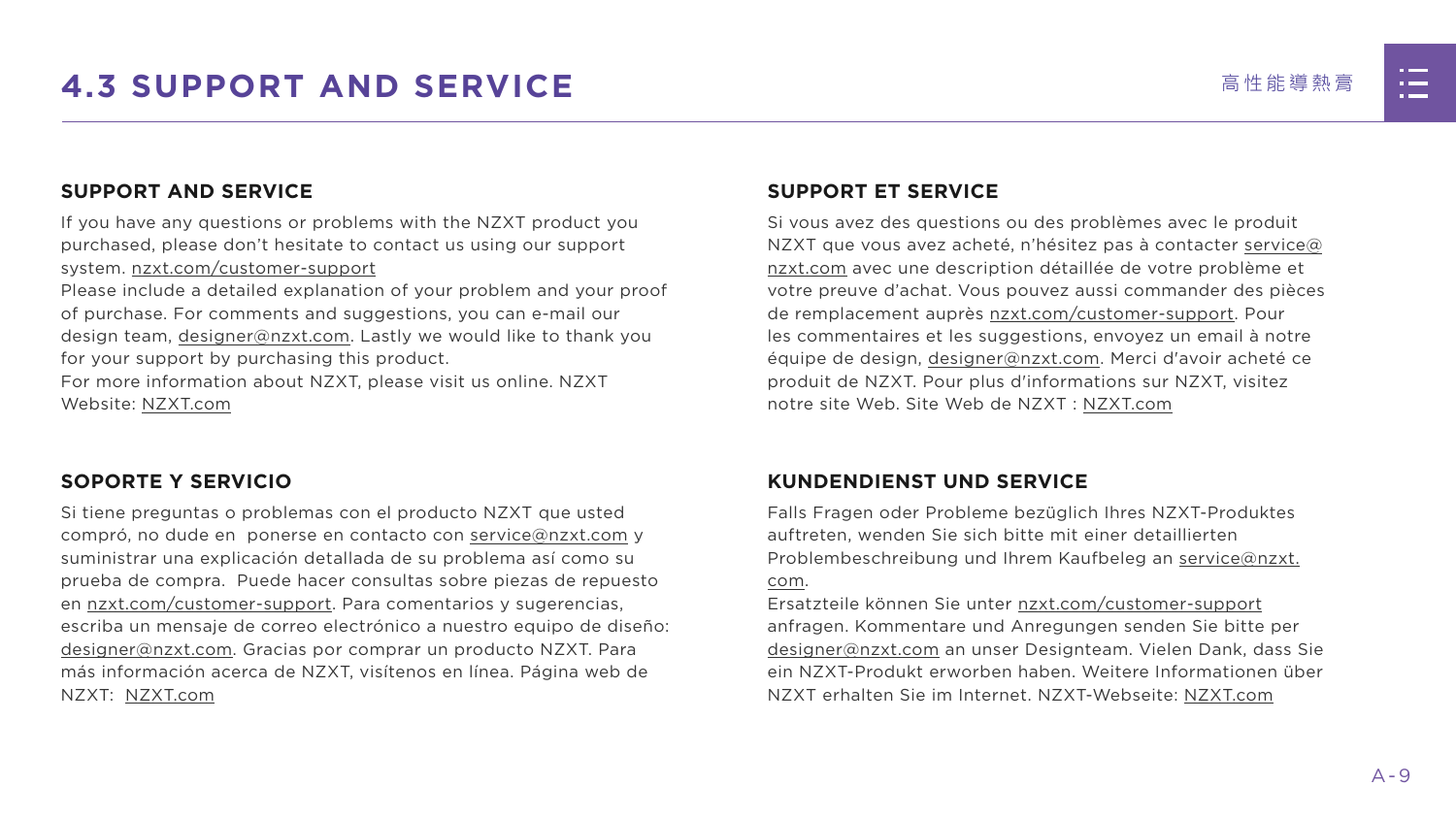# 4.3 SUPPORT AND SERVICE

## SUPPORT AND SERVICE

If you have any questions or problems with the NZXT product you purchased, please don't hesitate to contact us using our support system. nzxt.com/customer-support
Please include a detailed explanation of your problem and your proof of purchase. For comments and suggestions, you can e-mail our design team, designer@nzxt.com. Lastly we would like to thank you for your support by purchasing this product.
For more information about NZXT, please visit us online. NZXT Website: NZXT.com

## SUPPORT ET SERVICE

Si vous avez des questions ou des problèmes avec le produit NZXT que vous avez acheté, n'hésitez pas à contacter service@nzxt.com avec une description détaillée de votre problème et votre preuve d'achat. Vous pouvez aussi commander des pièces de remplacement auprès nzxt.com/customer-support. Pour les commentaires et les suggestions, envoyez un email à notre équipe de design, designer@nzxt.com. Merci d'avoir acheté ce produit de NZXT. Pour plus d'informations sur NZXT, visitez notre site Web. Site Web de NZXT : NZXT.com

## SOPORTE Y SERVICIO

Si tiene preguntas o problemas con el producto NZXT que usted compró, no dude en ponerse en contacto con service@nzxt.com y suministrar una explicación detallada de su problema así como su prueba de compra. Puede hacer consultas sobre piezas de repuesto en nzxt.com/customer-support. Para comentarios y sugerencias, escriba un mensaje de correo electrónico a nuestro equipo de diseño: designer@nzxt.com. Gracias por comprar un producto NZXT. Para más información acerca de NZXT, visítenos en línea. Página web de NZXT: NZXT.com

## KUNDENDIENST UND SERVICE

Falls Fragen oder Probleme bezüglich Ihres NZXT-Produktes auftreten, wenden Sie sich bitte mit einer detaillierten Problembeschreibung und Ihrem Kaufbeleg an service@nzxt.com.
Ersatzteile können Sie unter nzxt.com/customer-support anfragen. Kommentare und Anregungen senden Sie bitte per designer@nzxt.com an unser Designteam. Vielen Dank, dass Sie ein NZXT-Produkt erworben haben. Weitere Informationen über NZXT erhalten Sie im Internet. NZXT-Webseite: NZXT.com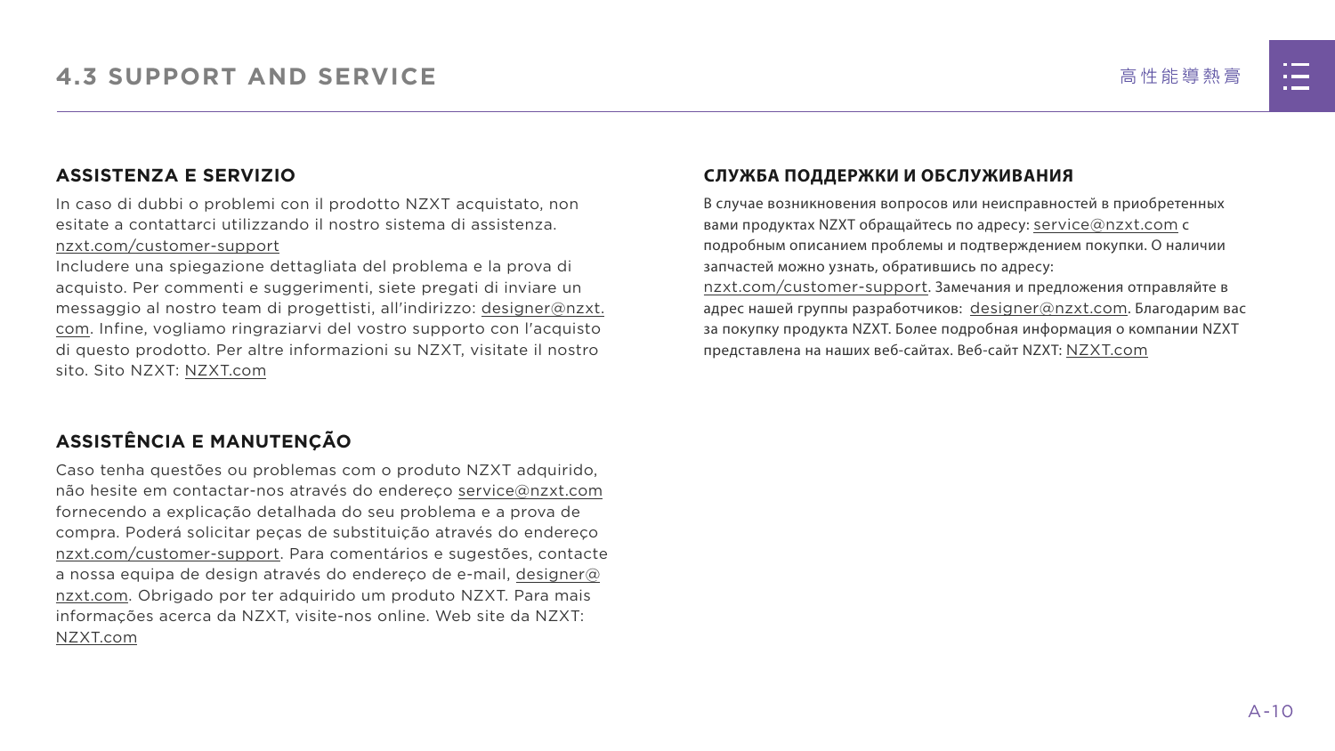# 4.3 SUPPORT AND SERVICE

## ASSISTENZA E SERVIZIO

In caso di dubbi o problemi con il prodotto NZXT acquistato, non esitate a contattarci utilizzando il nostro sistema di assistenza. nzxt.com/customer-support
Includere una spiegazione dettagliata del problema e la prova di acquisto. Per commenti e suggerimenti, siete pregati di inviare un messaggio al nostro team di progettisti, all'indirizzo: designer@nzxt.com. Infine, vogliamo ringraziarvi del vostro supporto con l'acquisto di questo prodotto. Per altre informazioni su NZXT, visitate il nostro sito. Sito NZXT: NZXT.com

## ASSISTÊNCIA E MANUTENÇÃO

Caso tenha questões ou problemas com o produto NZXT adquirido, não hesite em contactar-nos através do endereço service@nzxt.com fornecendo a explicação detalhada do seu problema e a prova de compra. Poderá solicitar peças de substituição através do endereço nzxt.com/customer-support. Para comentários e sugestões, contacte a nossa equipa de design através do endereço de e-mail, designer@nzxt.com. Obrigado por ter adquirido um produto NZXT. Para mais informações acerca da NZXT, visite-nos online. Web site da NZXT: NZXT.com

## СЛУЖБА ПОДДЕРЖКИ И ОБСЛУЖИВАНИЯ

В случае возникновения вопросов или неисправностей в приобретенных вами продуктах NZXT обращайтесь по адресу: service@nzxt.com с подробным описанием проблемы и подтверждением покупки. О наличии запчастей можно узнать, обратившись по адресу: nzxt.com/customer-support. Замечания и предложения отправляйте в адрес нашей группы разработчиков: designer@nzxt.com. Благодарим вас за покупку продукта NZXT. Более подробная информация о компании NZXT представлена на наших веб-сайтах. Веб-сайт NZXT: NZXT.com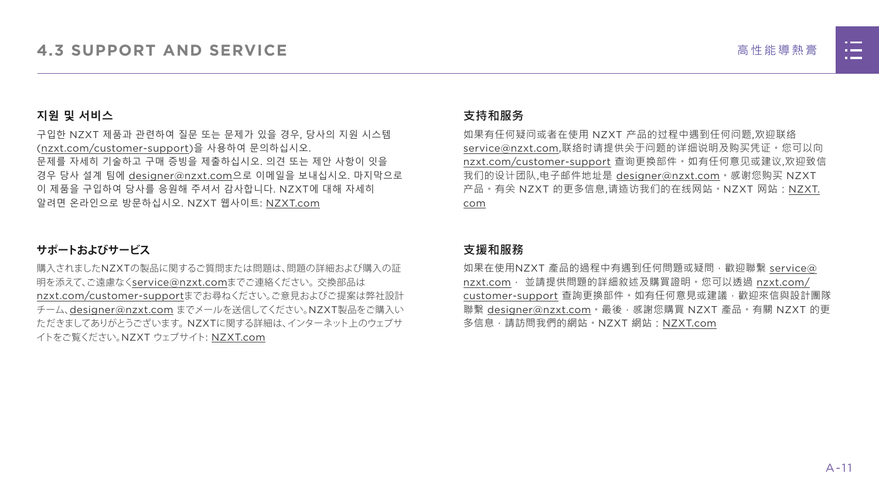# 4.3 SUPPORT AND SERVICE

## 지원 및 서비스

구입한 NZXT 제품과 관련하여 질문 또는 문제가 있을 경우, 당사의 지원 시스템 (nzxt.com/customer-support)을 사용하여 문의하십시오.
문제를 자세히 기술하고 구매 증빙을 제출하십시오. 의견 또는 제안 사항이 잇을 경우 당사 설계 팀에 designer@nzxt.com으로 이메일을 보내십시오. 마지막으로 이 제품을 구입하여 당사를 응원해 주셔서 감사합니다. NZXT에 대해 자세히 알려면 온라인으로 방문하십시오. NZXT 웹사이트: NZXT.com

## サポートおよびサービス

購入されましたNZXTの製品に関するご質問または問題は、問題の詳細および購入の証明を添えて、ご遠慮なくservice@nzxt.comまでご連絡ください。交換部品は nzxt.com/customer-supportまでお尋ねください。ご意見およびご提案は弊社設計チーム、designer@nzxt.com までメールを送信してください。NZXT製品をご購入いただきましてありがとうございます。NZXTに関する詳細は、インターネット上のウェブサイトをご覧ください。NZXT ウェブサイト: NZXT.com

## 支持和服务

如果有任何疑问或者在使用 NZXT 产品的过程中遇到任何问题,欢迎联络 service@nzxt.com,联络时请提供关于问题的详细说明及购买凭证。您可以向 nzxt.com/customer-support 查询更换部件。如有任何意见或建议,欢迎致信我们的设计团队,电子邮件地址是 designer@nzxt.com。感谢您购买 NZXT 产品。有关 NZXT 的更多信息,请造访我们的在线网站。NZXT 网站：NZXT.com

## 支援和服務

如果在使用NZXT 產品的過程中有遇到任何問題或疑問，歡迎聯繫 service@nzxt.com， 並請提供問題的詳細敘述及購買證明。您可以透過 nzxt.com/customer-support 查詢更換部件。如有任何意見或建議，歡迎來信與設計團隊聯繫 designer@nzxt.com。最後，感謝您購買 NZXT 產品。有關 NZXT 的更多信息，請訪問我們的網站。NZXT 網站：NZXT.com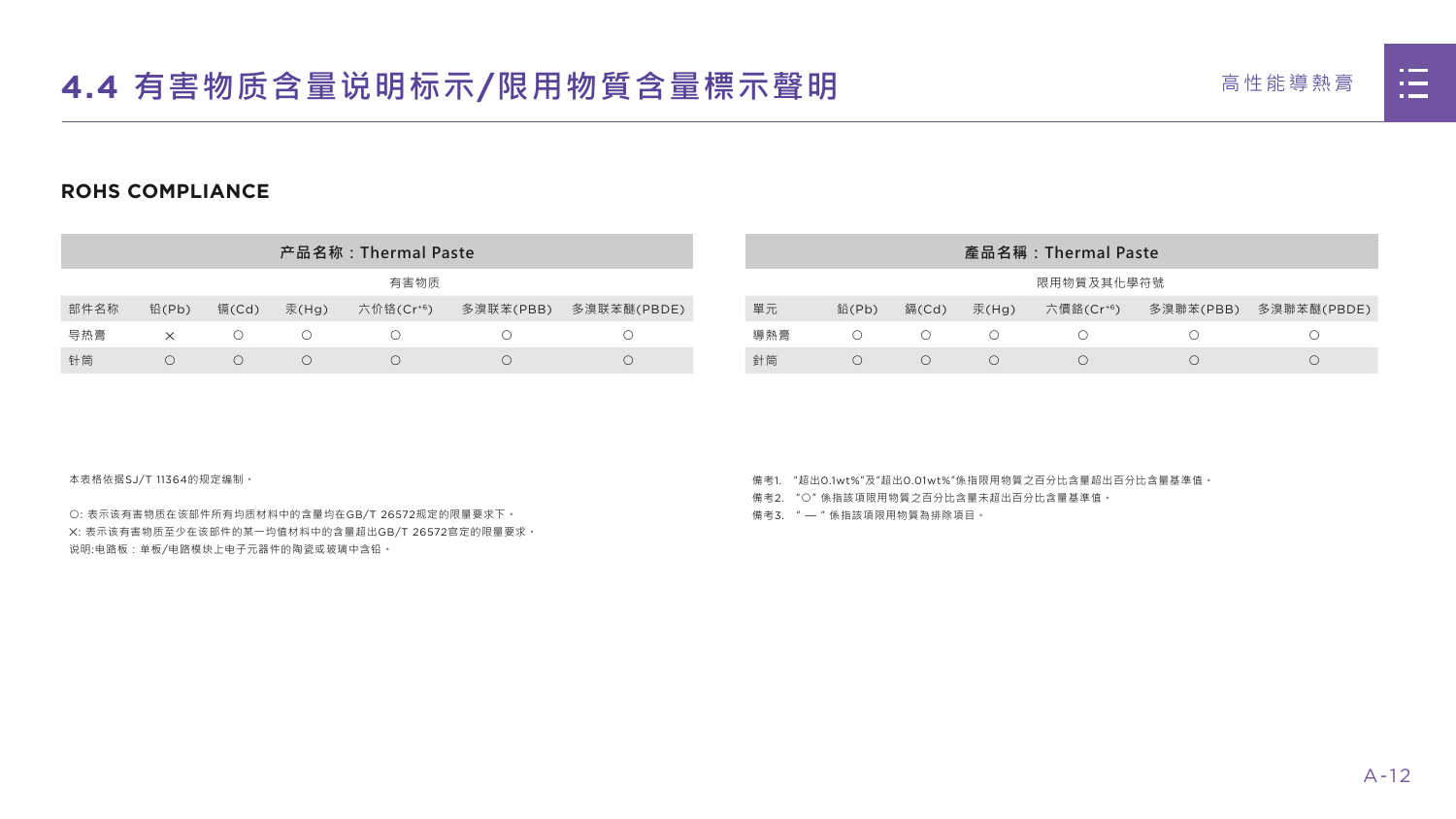# 4.4 有害物质含量说明标示/限用物質含量標示聲明

## ROHS COMPLIANCE

| 产品名称：Thermal Paste | | | | | | |
|---|---|---|---|---|---|---|
| | 有害物质 | | | | | |
| 部件名称 | 铅(Pb) | 镉(Cd) | 汞(Hg) | 六价铬($Cr^{+6}$) | 多溴联苯(PBB) | 多溴联苯醚(PBDE) |
| 导热膏 | × | ○ | ○ | ○ | ○ | ○ |
| 針筒 | ○ | ○ | ○ | ○ | ○ | ○ |

本表格依据SJ/T 11364的规定编制。

○: 表示该有害物质在该部件所有均质材料中的含量均在GB/T 26572规定的限量要求下。
×: 表示该有害物质至少在该部件的某一均值材料中的含量超出GB/T 26572官定的限量要求。
说明:电路板：单板/电路模块上电子元器件的陶瓷或玻璃中含铅。

| 產品名稱：Thermal Paste | | | | | | |
|---|---|---|---|---|---|---|
| | 限用物質及其化學符號 | | | | | |
| 單元 | 鉛(Pb) | 鎘(Cd) | 汞(Hg) | 六價鉻($Cr^{+6}$) | 多溴聯苯(PBB) | 多溴聯苯醚(PBDE) |
| 導熱膏 | ○ | ○ | ○ | ○ | ○ | ○ |
| 針筒 | ○ | ○ | ○ | ○ | ○ | ○ |

備考1. "超出0.1wt%"及"超出0.01wt%"係指限用物質之百分比含量超出百分比含量基準值。
備考2. "○" 係指該項限用物質之百分比含量未超出百分比含量基準值。
備考3. " — " 係指該項限用物質為排除項目。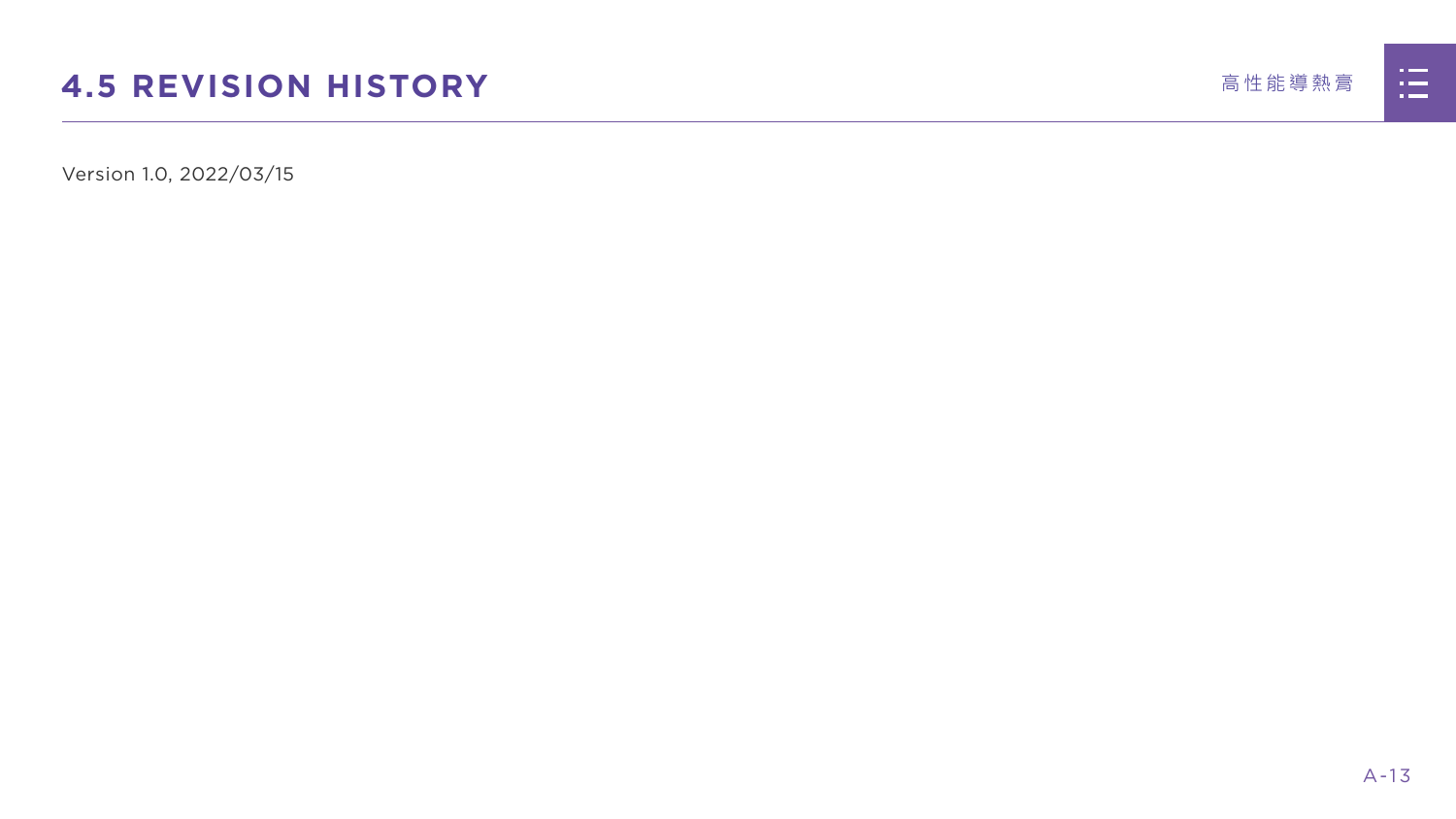## 4.5 REVISION HISTORY

Version 1.0, 2022/03/15